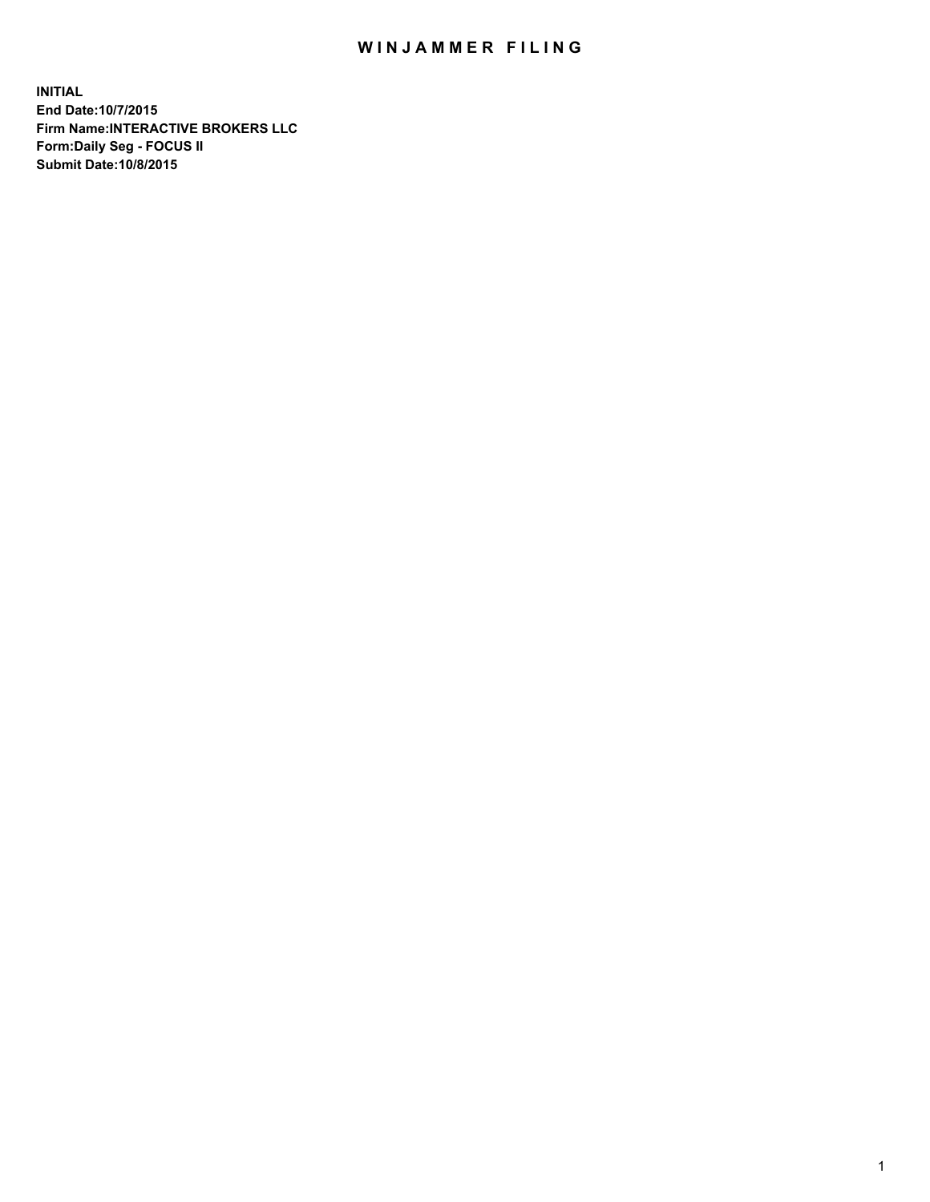# WINJAMMER FILING

**INITIAL**
**End Date:10/7/2015**
**Firm Name:INTERACTIVE BROKERS LLC**
**Form:Daily Seg - FOCUS II**
**Submit Date:10/8/2015**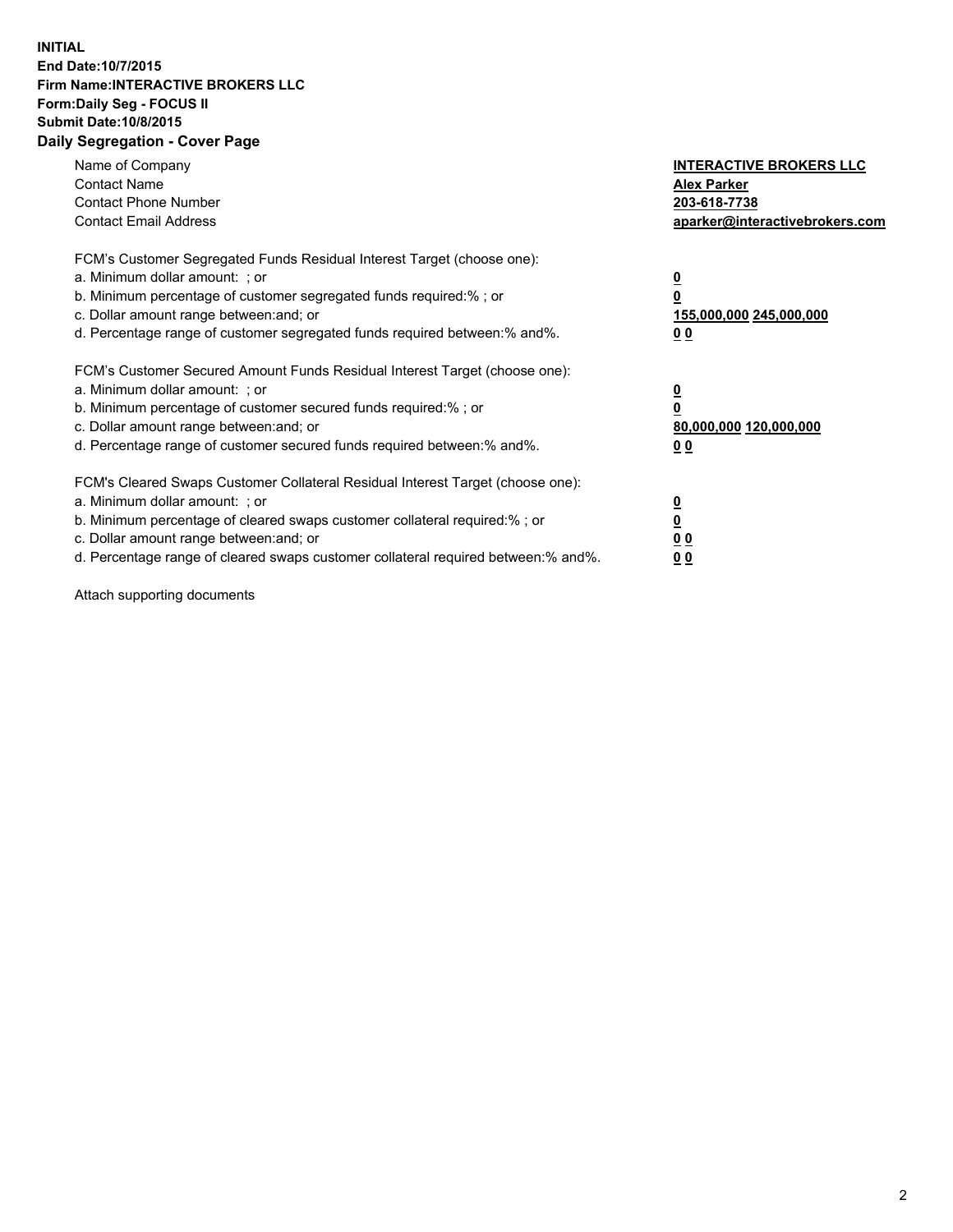**INITIAL**
**End Date:10/7/2015**
**Firm Name:INTERACTIVE BROKERS LLC**
**Form:Daily Seg - FOCUS II**
**Submit Date:10/8/2015**

## Daily Segregation - Cover Page

| | |
|---|---|
| Name of Company | **INTERACTIVE BROKERS LLC** |
| Contact Name | **Alex Parker** |
| Contact Phone Number | **203-618-7738** |
| Contact Email Address | **aparker@interactivebrokers.com** |

| | |
|---|---|
| FCM's Customer Segregated Funds Residual Interest Target (choose one): | |
| a. Minimum dollar amount: ; or | **0** |
| b. Minimum percentage of customer segregated funds required:% ; or | **0** |
| c. Dollar amount range between:and; or | **155,000,000 245,000,000** |
| d. Percentage range of customer segregated funds required between:% and%. | **0 0** |

| | |
|---|---|
| FCM's Customer Secured Amount Funds Residual Interest Target (choose one): | |
| a. Minimum dollar amount: ; or | **0** |
| b. Minimum percentage of customer secured funds required:% ; or | **0** |
| c. Dollar amount range between:and; or | **80,000,000 120,000,000** |
| d. Percentage range of customer secured funds required between:% and%. | **0 0** |

| | |
|---|---|
| FCM's Cleared Swaps Customer Collateral Residual Interest Target (choose one): | |
| a. Minimum dollar amount: ; or | **0** |
| b. Minimum percentage of cleared swaps customer collateral required:% ; or | **0** |
| c. Dollar amount range between:and; or | **0 0** |
| d. Percentage range of cleared swaps customer collateral required between:% and%. | **0 0** |

Attach supporting documents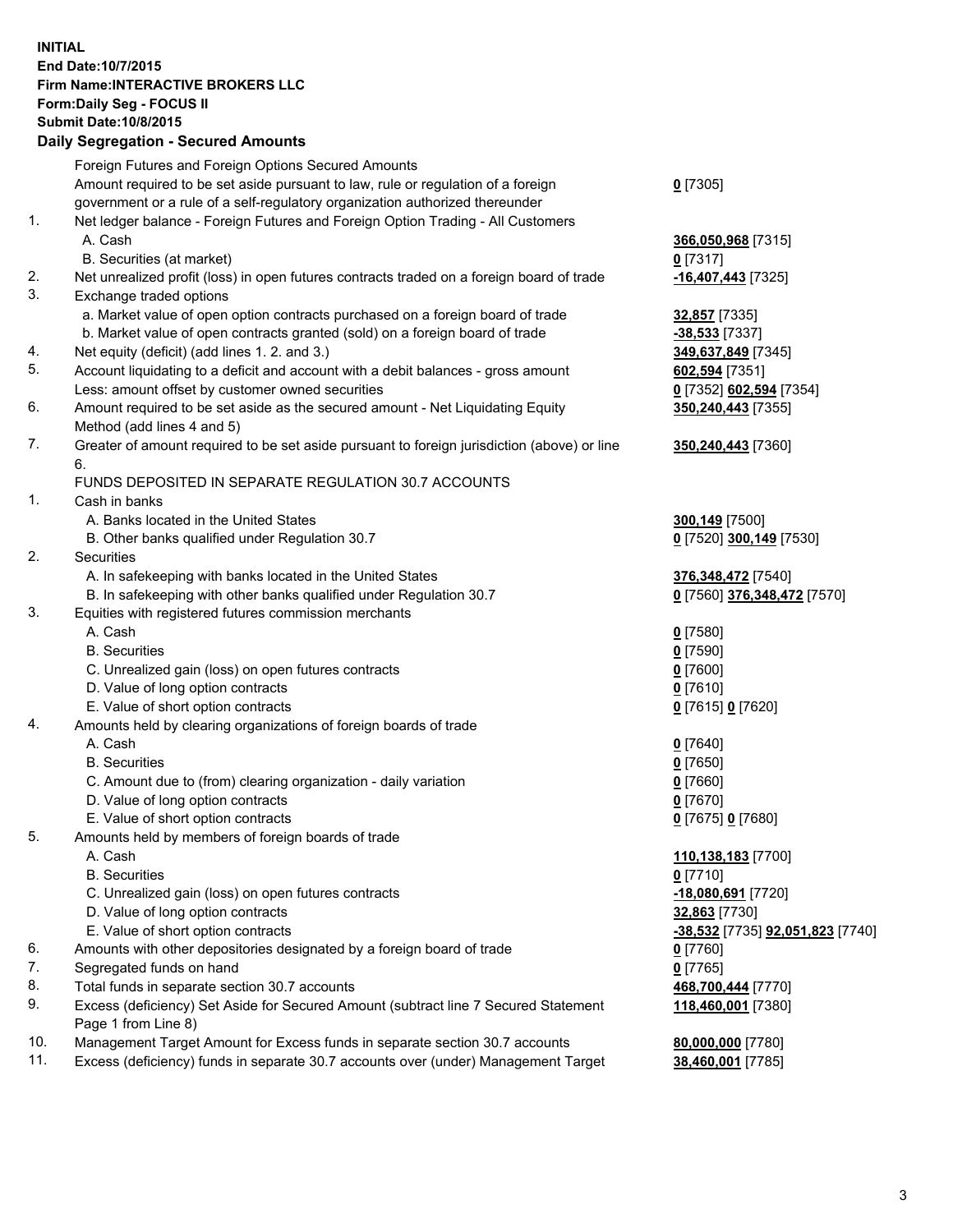**INITIAL**
**End Date:10/7/2015**
**Firm Name:INTERACTIVE BROKERS LLC**
**Form:Daily Seg - FOCUS II**
**Submit Date:10/8/2015**

## Daily Segregation - Secured Amounts

| | | |
|---|---|---|
| | Foreign Futures and Foreign Options Secured Amounts | |
| | Amount required to be set aside pursuant to law, rule or regulation of a foreign government or a rule of a self-regulatory organization authorized thereunder | **0** [7305] |
| 1. | Net ledger balance - Foreign Futures and Foreign Option Trading - All Customers | |
| | A. Cash | **366,050,968** [7315] |
| | B. Securities (at market) | **0** [7317] |
| 2. | Net unrealized profit (loss) in open futures contracts traded on a foreign board of trade | **-16,407,443** [7325] |
| 3. | Exchange traded options | |
| | a. Market value of open option contracts purchased on a foreign board of trade | **32,857** [7335] |
| | b. Market value of open contracts granted (sold) on a foreign board of trade | **-38,533** [7337] |
| 4. | Net equity (deficit) (add lines 1. 2. and 3.) | **349,637,849** [7345] |
| 5. | Account liquidating to a deficit and account with a debit balances - gross amount | **602,594** [7351] |
| | Less: amount offset by customer owned securities | **0** [7352] **602,594** [7354] |
| 6. | Amount required to be set aside as the secured amount - Net Liquidating Equity Method (add lines 4 and 5) | **350,240,443** [7355] |
| 7. | Greater of amount required to be set aside pursuant to foreign jurisdiction (above) or line 6. | **350,240,443** [7360] |
| | FUNDS DEPOSITED IN SEPARATE REGULATION 30.7 ACCOUNTS | |
| 1. | Cash in banks | |
| | A. Banks located in the United States | **300,149** [7500] |
| | B. Other banks qualified under Regulation 30.7 | **0** [7520] **300,149** [7530] |
| 2. | Securities | |
| | A. In safekeeping with banks located in the United States | **376,348,472** [7540] |
| | B. In safekeeping with other banks qualified under Regulation 30.7 | **0** [7560] **376,348,472** [7570] |
| 3. | Equities with registered futures commission merchants | |
| | A. Cash | **0** [7580] |
| | B. Securities | **0** [7590] |
| | C. Unrealized gain (loss) on open futures contracts | **0** [7600] |
| | D. Value of long option contracts | **0** [7610] |
| | E. Value of short option contracts | **0** [7615] **0** [7620] |
| 4. | Amounts held by clearing organizations of foreign boards of trade | |
| | A. Cash | **0** [7640] |
| | B. Securities | **0** [7650] |
| | C. Amount due to (from) clearing organization - daily variation | **0** [7660] |
| | D. Value of long option contracts | **0** [7670] |
| | E. Value of short option contracts | **0** [7675] **0** [7680] |
| 5. | Amounts held by members of foreign boards of trade | |
| | A. Cash | **110,138,183** [7700] |
| | B. Securities | **0** [7710] |
| | C. Unrealized gain (loss) on open futures contracts | **-18,080,691** [7720] |
| | D. Value of long option contracts | **32,863** [7730] |
| | E. Value of short option contracts | **-38,532** [7735] **92,051,823** [7740] |
| 6. | Amounts with other depositories designated by a foreign board of trade | **0** [7760] |
| 7. | Segregated funds on hand | **0** [7765] |
| 8. | Total funds in separate section 30.7 accounts | **468,700,444** [7770] |
| 9. | Excess (deficiency) Set Aside for Secured Amount (subtract line 7 Secured Statement Page 1 from Line 8) | **118,460,001** [7380] |
| 10. | Management Target Amount for Excess funds in separate section 30.7 accounts | **80,000,000** [7780] |
| 11. | Excess (deficiency) funds in separate 30.7 accounts over (under) Management Target | **38,460,001** [7785] |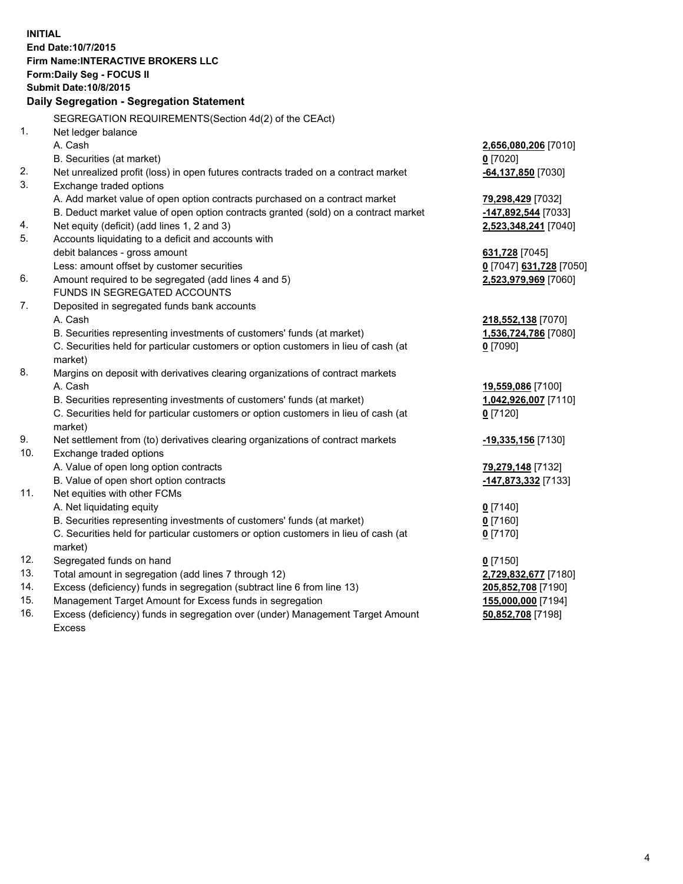**INITIAL**
**End Date:10/7/2015**
**Firm Name:INTERACTIVE BROKERS LLC**
**Form:Daily Seg - FOCUS II**
**Submit Date:10/8/2015**

## Daily Segregation - Segregation Statement

| | | |
|---|---|---|
| | SEGREGATION REQUIREMENTS(Section 4d(2) of the CEAct) | |
| 1. | Net ledger balance | |
| | A. Cash | **2,656,080,206** [7010] |
| | B. Securities (at market) | **0** [7020] |
| 2. | Net unrealized profit (loss) in open futures contracts traded on a contract market | **-64,137,850** [7030] |
| 3. | Exchange traded options | |
| | A. Add market value of open option contracts purchased on a contract market | **79,298,429** [7032] |
| | B. Deduct market value of open option contracts granted (sold) on a contract market | **-147,892,544** [7033] |
| 4. | Net equity (deficit) (add lines 1, 2 and 3) | **2,523,348,241** [7040] |
| 5. | Accounts liquidating to a deficit and accounts with debit balances - gross amount | **631,728** [7045] |
| | Less: amount offset by customer securities | **0** [7047] **631,728** [7050] |
| 6. | Amount required to be segregated (add lines 4 and 5) | **2,523,979,969** [7060] |
| | FUNDS IN SEGREGATED ACCOUNTS | |
| 7. | Deposited in segregated funds bank accounts | |
| | A. Cash | **218,552,138** [7070] |
| | B. Securities representing investments of customers' funds (at market) | **1,536,724,786** [7080] |
| | C. Securities held for particular customers or option customers in lieu of cash (at market) | **0** [7090] |
| 8. | Margins on deposit with derivatives clearing organizations of contract markets | |
| | A. Cash | **19,559,086** [7100] |
| | B. Securities representing investments of customers' funds (at market) | **1,042,926,007** [7110] |
| | C. Securities held for particular customers or option customers in lieu of cash (at market) | **0** [7120] |
| 9. | Net settlement from (to) derivatives clearing organizations of contract markets | **-19,335,156** [7130] |
| 10. | Exchange traded options | |
| | A. Value of open long option contracts | **79,279,148** [7132] |
| | B. Value of open short option contracts | **-147,873,332** [7133] |
| 11. | Net equities with other FCMs | |
| | A. Net liquidating equity | **0** [7140] |
| | B. Securities representing investments of customers' funds (at market) | **0** [7160] |
| | C. Securities held for particular customers or option customers in lieu of cash (at market) | **0** [7170] |
| 12. | Segregated funds on hand | **0** [7150] |
| 13. | Total amount in segregation (add lines 7 through 12) | **2,729,832,677** [7180] |
| 14. | Excess (deficiency) funds in segregation (subtract line 6 from line 13) | **205,852,708** [7190] |
| 15. | Management Target Amount for Excess funds in segregation | **155,000,000** [7194] |
| 16. | Excess (deficiency) funds in segregation over (under) Management Target Amount Excess | **50,852,708** [7198] |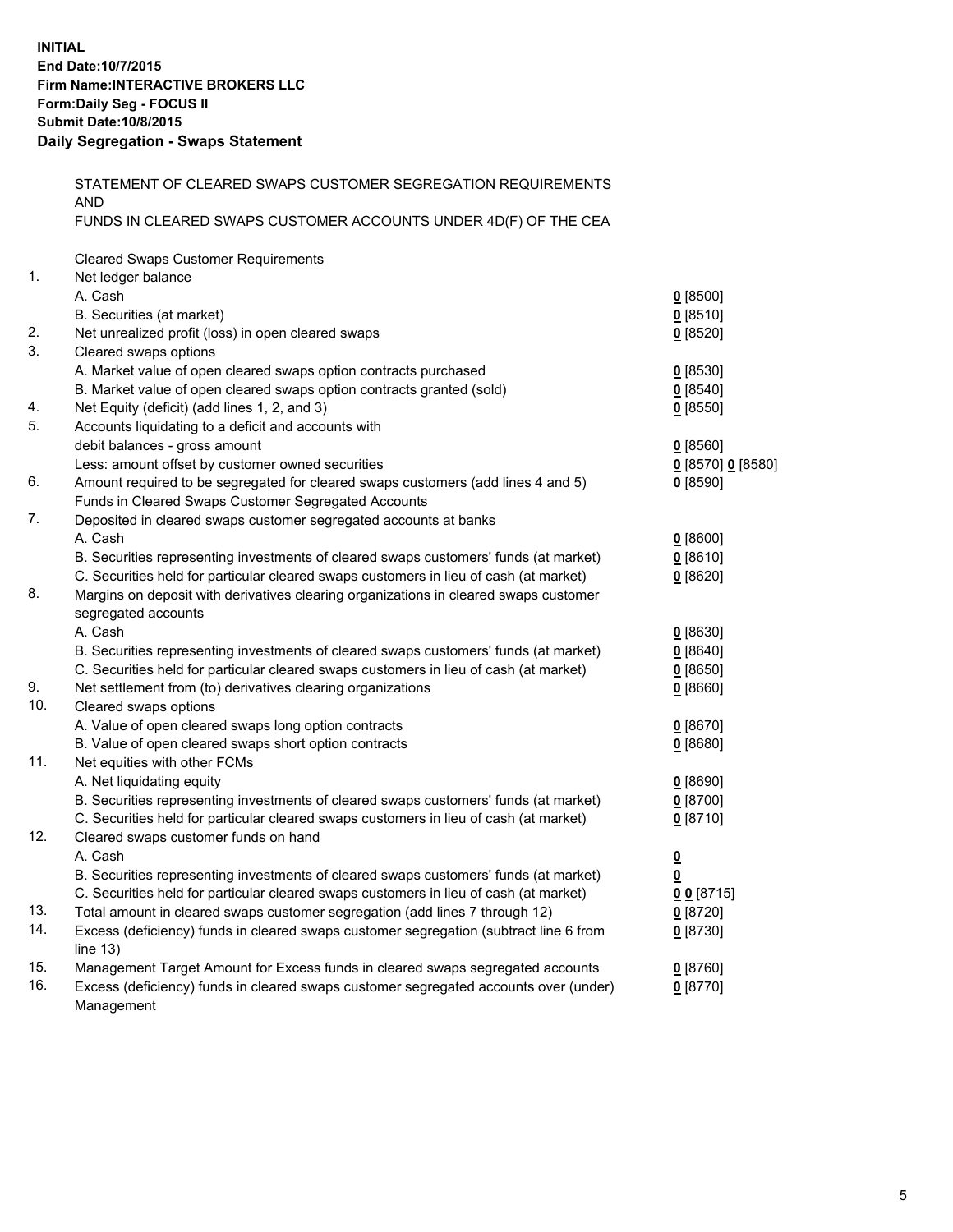**INITIAL**
**End Date:10/7/2015**
**Firm Name:INTERACTIVE BROKERS LLC**
**Form:Daily Seg - FOCUS II**
**Submit Date:10/8/2015**
**Daily Segregation - Swaps Statement**

STATEMENT OF CLEARED SWAPS CUSTOMER SEGREGATION REQUIREMENTS AND FUNDS IN CLEARED SWAPS CUSTOMER ACCOUNTS UNDER 4D(F) OF THE CEA

| | | |
|---|---|---|
| | Cleared Swaps Customer Requirements | |
| 1. | Net ledger balance | |
| | A. Cash | 0 [8500] |
| | B. Securities (at market) | 0 [8510] |
| 2. | Net unrealized profit (loss) in open cleared swaps | 0 [8520] |
| 3. | Cleared swaps options | |
| | A. Market value of open cleared swaps option contracts purchased | 0 [8530] |
| | B. Market value of open cleared swaps option contracts granted (sold) | 0 [8540] |
| 4. | Net Equity (deficit) (add lines 1, 2, and 3) | 0 [8550] |
| 5. | Accounts liquidating to a deficit and accounts with debit balances - gross amount | 0 [8560] |
| | Less: amount offset by customer owned securities | 0 [8570] 0 [8580] |
| 6. | Amount required to be segregated for cleared swaps customers (add lines 4 and 5) | 0 [8590] |
| | Funds in Cleared Swaps Customer Segregated Accounts | |
| 7. | Deposited in cleared swaps customer segregated accounts at banks | |
| | A. Cash | 0 [8600] |
| | B. Securities representing investments of cleared swaps customers' funds (at market) | 0 [8610] |
| | C. Securities held for particular cleared swaps customers in lieu of cash (at market) | 0 [8620] |
| 8. | Margins on deposit with derivatives clearing organizations in cleared swaps customer segregated accounts | |
| | A. Cash | 0 [8630] |
| | B. Securities representing investments of cleared swaps customers' funds (at market) | 0 [8640] |
| | C. Securities held for particular cleared swaps customers in lieu of cash (at market) | 0 [8650] |
| 9. | Net settlement from (to) derivatives clearing organizations | 0 [8660] |
| 10. | Cleared swaps options | |
| | A. Value of open cleared swaps long option contracts | 0 [8670] |
| | B. Value of open cleared swaps short option contracts | 0 [8680] |
| 11. | Net equities with other FCMs | |
| | A. Net liquidating equity | 0 [8690] |
| | B. Securities representing investments of cleared swaps customers' funds (at market) | 0 [8700] |
| | C. Securities held for particular cleared swaps customers in lieu of cash (at market) | 0 [8710] |
| 12. | Cleared swaps customer funds on hand | |
| | A. Cash | 0 |
| | B. Securities representing investments of cleared swaps customers' funds (at market) | 0 |
| | C. Securities held for particular cleared swaps customers in lieu of cash (at market) | 0 0 [8715] |
| 13. | Total amount in cleared swaps customer segregation (add lines 7 through 12) | 0 [8720] |
| 14. | Excess (deficiency) funds in cleared swaps customer segregation (subtract line 6 from line 13) | 0 [8730] |
| 15. | Management Target Amount for Excess funds in cleared swaps segregated accounts | 0 [8760] |
| 16. | Excess (deficiency) funds in cleared swaps customer segregated accounts over (under) Management | 0 [8770] |